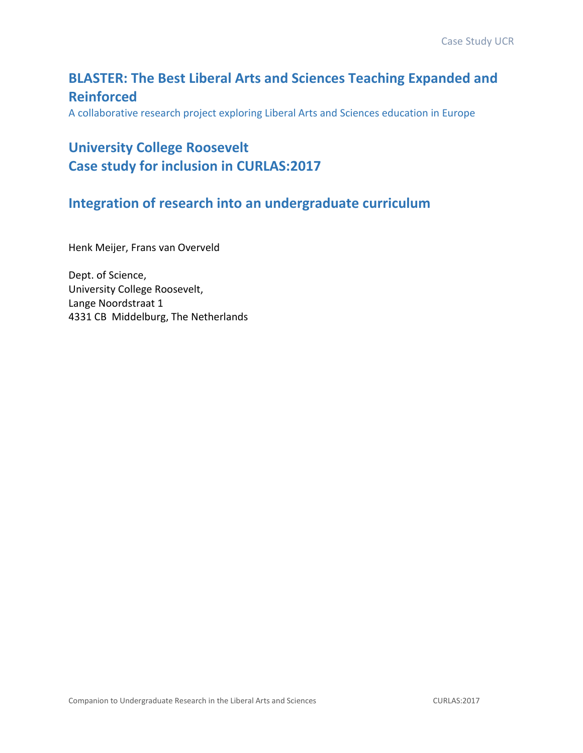# BLASTER: The Best Liberal Arts and Sciences Teaching Expanded and Reinforced

A collaborative research project exploring Liberal Arts and Sciences education in Europe

## University College Roosevelt
## Case study for inclusion in CURLAS:2017

## Integration of research into an undergraduate curriculum

Henk Meijer, Frans van Overveld

Dept. of Science,
University College Roosevelt,
Lange Noordstraat 1
4331 CB Middelburg, The Netherlands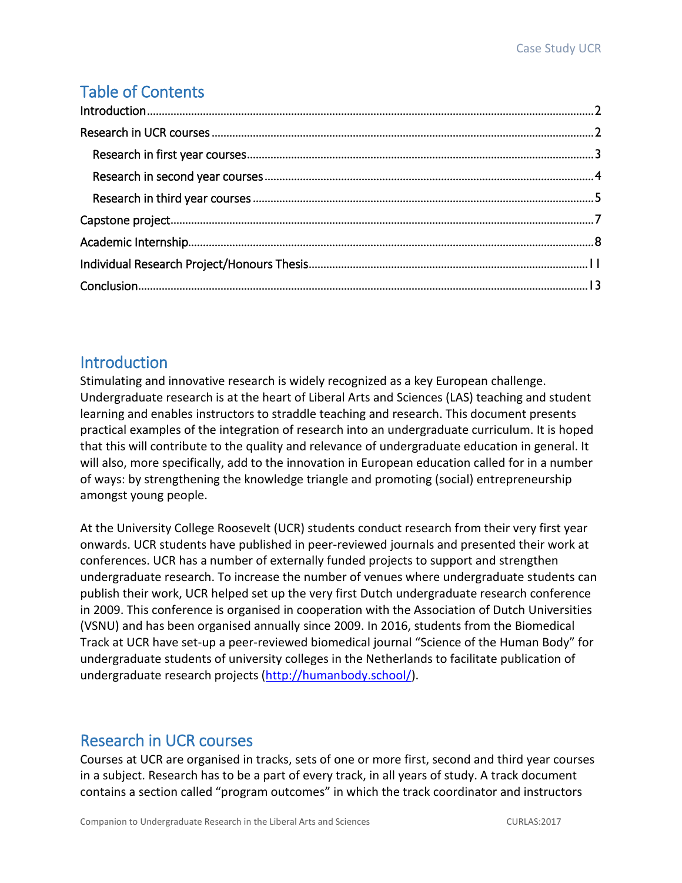# Table of Contents

Introduction....2

Research in UCR courses....2

- Research in first year courses....3
- Research in second year courses....4
- Research in third year courses....5

Capstone project....7

Academic Internship....8

Individual Research Project/Honours Thesis....11

Conclusion....13

# Introduction

Stimulating and innovative research is widely recognized as a key European challenge. Undergraduate research is at the heart of Liberal Arts and Sciences (LAS) teaching and student learning and enables instructors to straddle teaching and research. This document presents practical examples of the integration of research into an undergraduate curriculum. It is hoped that this will contribute to the quality and relevance of undergraduate education in general. It will also, more specifically, add to the innovation in European education called for in a number of ways: by strengthening the knowledge triangle and promoting (social) entrepreneurship amongst young people.

At the University College Roosevelt (UCR) students conduct research from their very first year onwards. UCR students have published in peer-reviewed journals and presented their work at conferences. UCR has a number of externally funded projects to support and strengthen undergraduate research. To increase the number of venues where undergraduate students can publish their work, UCR helped set up the very first Dutch undergraduate research conference in 2009. This conference is organised in cooperation with the Association of Dutch Universities (VSNU) and has been organised annually since 2009. In 2016, students from the Biomedical Track at UCR have set-up a peer-reviewed biomedical journal "Science of the Human Body" for undergraduate students of university colleges in the Netherlands to facilitate publication of undergraduate research projects (http://humanbody.school/).

# Research in UCR courses

Courses at UCR are organised in tracks, sets of one or more first, second and third year courses in a subject. Research has to be a part of every track, in all years of study. A track document contains a section called "program outcomes" in which the track coordinator and instructors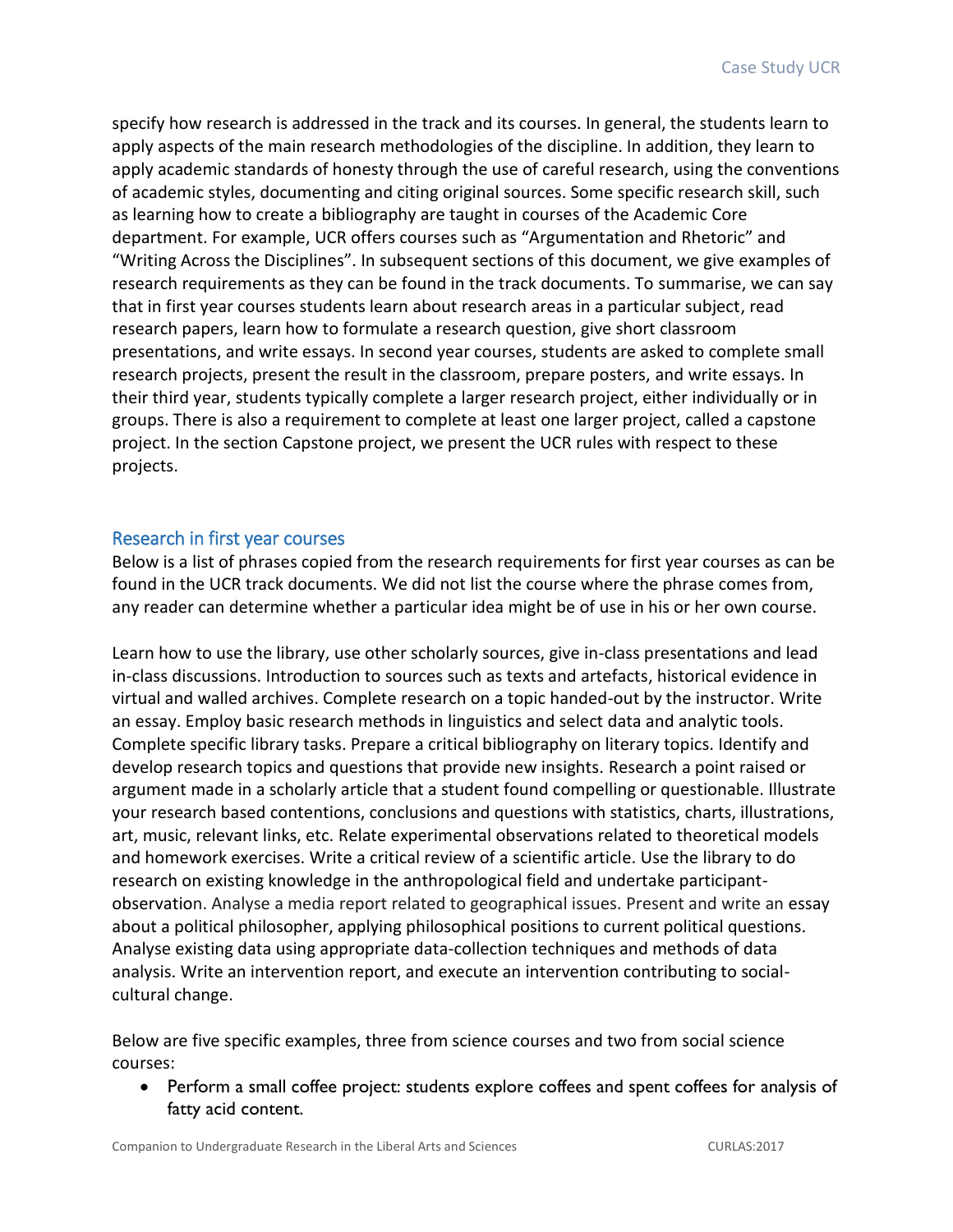specify how research is addressed in the track and its courses. In general, the students learn to apply aspects of the main research methodologies of the discipline. In addition, they learn to apply academic standards of honesty through the use of careful research, using the conventions of academic styles, documenting and citing original sources. Some specific research skill, such as learning how to create a bibliography are taught in courses of the Academic Core department. For example, UCR offers courses such as "Argumentation and Rhetoric" and "Writing Across the Disciplines". In subsequent sections of this document, we give examples of research requirements as they can be found in the track documents. To summarise, we can say that in first year courses students learn about research areas in a particular subject, read research papers, learn how to formulate a research question, give short classroom presentations, and write essays. In second year courses, students are asked to complete small research projects, present the result in the classroom, prepare posters, and write essays. In their third year, students typically complete a larger research project, either individually or in groups. There is also a requirement to complete at least one larger project, called a capstone project. In the section Capstone project, we present the UCR rules with respect to these projects.

## Research in first year courses

Below is a list of phrases copied from the research requirements for first year courses as can be found in the UCR track documents. We did not list the course where the phrase comes from, any reader can determine whether a particular idea might be of use in his or her own course.

Learn how to use the library, use other scholarly sources, give in-class presentations and lead in-class discussions. Introduction to sources such as texts and artefacts, historical evidence in virtual and walled archives. Complete research on a topic handed-out by the instructor. Write an essay. Employ basic research methods in linguistics and select data and analytic tools. Complete specific library tasks. Prepare a critical bibliography on literary topics. Identify and develop research topics and questions that provide new insights. Research a point raised or argument made in a scholarly article that a student found compelling or questionable. Illustrate your research based contentions, conclusions and questions with statistics, charts, illustrations, art, music, relevant links, etc. Relate experimental observations related to theoretical models and homework exercises. Write a critical review of a scientific article. Use the library to do research on existing knowledge in the anthropological field and undertake participant-observation. Analyse a media report related to geographical issues. Present and write an essay about a political philosopher, applying philosophical positions to current political questions. Analyse existing data using appropriate data-collection techniques and methods of data analysis. Write an intervention report, and execute an intervention contributing to social-cultural change.

Below are five specific examples, three from science courses and two from social science courses:

- Perform a small coffee project: students explore coffees and spent coffees for analysis of fatty acid content.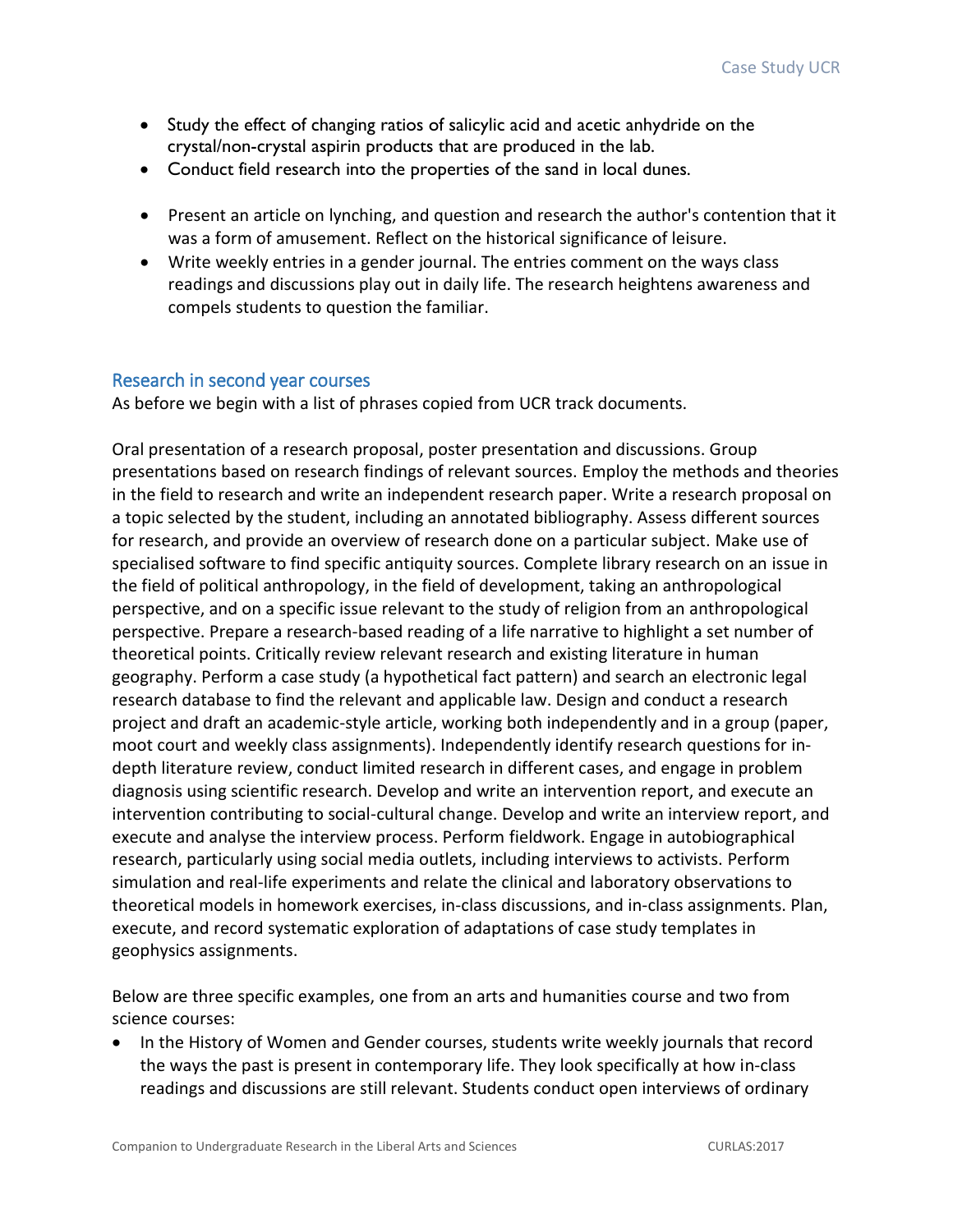- Study the effect of changing ratios of salicylic acid and acetic anhydride on the crystal/non-crystal aspirin products that are produced in the lab.
- Conduct field research into the properties of the sand in local dunes.

- Present an article on lynching, and question and research the author's contention that it was a form of amusement. Reflect on the historical significance of leisure.
- Write weekly entries in a gender journal. The entries comment on the ways class readings and discussions play out in daily life. The research heightens awareness and compels students to question the familiar.

## Research in second year courses

As before we begin with a list of phrases copied from UCR track documents.

Oral presentation of a research proposal, poster presentation and discussions. Group presentations based on research findings of relevant sources. Employ the methods and theories in the field to research and write an independent research paper. Write a research proposal on a topic selected by the student, including an annotated bibliography. Assess different sources for research, and provide an overview of research done on a particular subject. Make use of specialised software to find specific antiquity sources. Complete library research on an issue in the field of political anthropology, in the field of development, taking an anthropological perspective, and on a specific issue relevant to the study of religion from an anthropological perspective. Prepare a research-based reading of a life narrative to highlight a set number of theoretical points. Critically review relevant research and existing literature in human geography. Perform a case study (a hypothetical fact pattern) and search an electronic legal research database to find the relevant and applicable law. Design and conduct a research project and draft an academic-style article, working both independently and in a group (paper, moot court and weekly class assignments). Independently identify research questions for in-depth literature review, conduct limited research in different cases, and engage in problem diagnosis using scientific research. Develop and write an intervention report, and execute an intervention contributing to social-cultural change. Develop and write an interview report, and execute and analyse the interview process. Perform fieldwork. Engage in autobiographical research, particularly using social media outlets, including interviews to activists. Perform simulation and real-life experiments and relate the clinical and laboratory observations to theoretical models in homework exercises, in-class discussions, and in-class assignments. Plan, execute, and record systematic exploration of adaptations of case study templates in geophysics assignments.

Below are three specific examples, one from an arts and humanities course and two from science courses:

- In the History of Women and Gender courses, students write weekly journals that record the ways the past is present in contemporary life. They look specifically at how in-class readings and discussions are still relevant. Students conduct open interviews of ordinary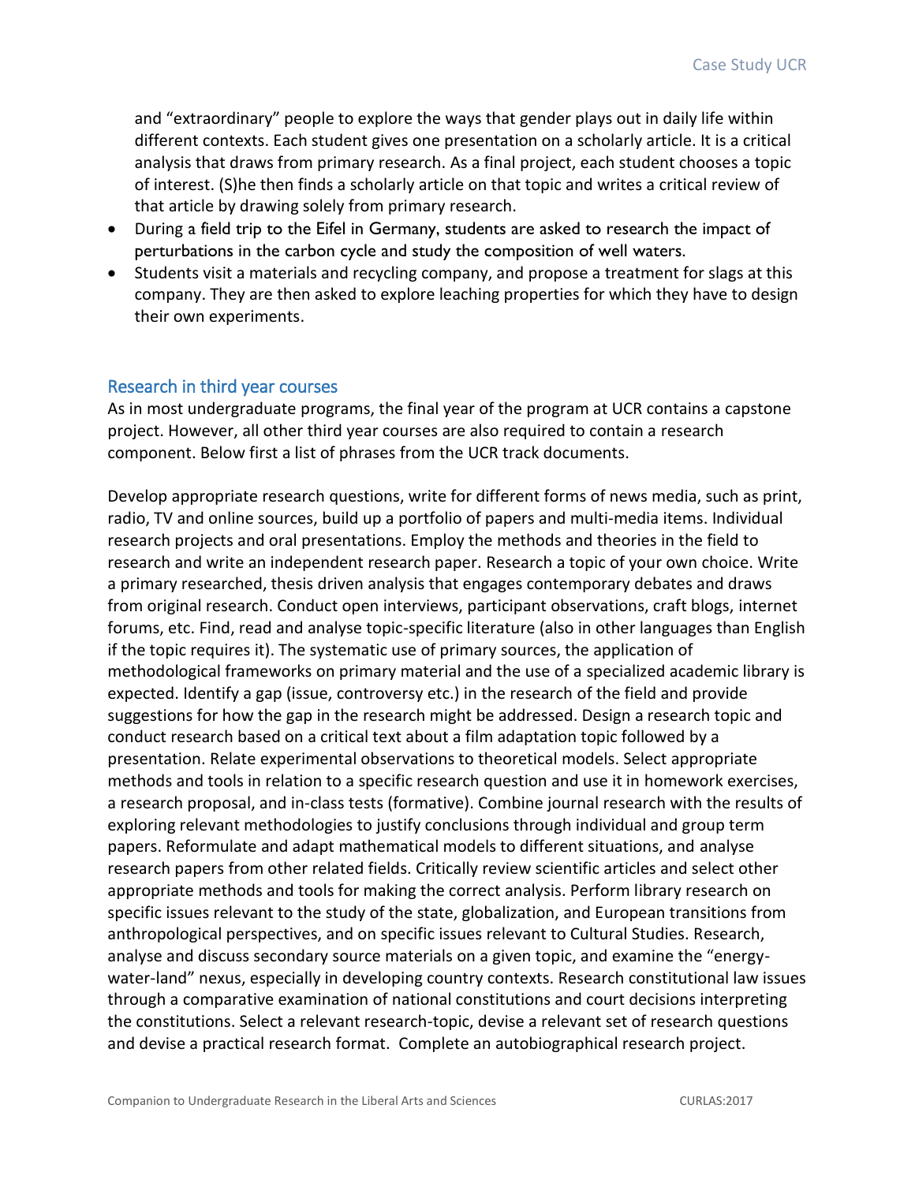and "extraordinary" people to explore the ways that gender plays out in daily life within different contexts. Each student gives one presentation on a scholarly article. It is a critical analysis that draws from primary research. As a final project, each student chooses a topic of interest. (S)he then finds a scholarly article on that topic and writes a critical review of that article by drawing solely from primary research.

- During a field trip to the Eifel in Germany, students are asked to research the impact of perturbations in the carbon cycle and study the composition of well waters.
- Students visit a materials and recycling company, and propose a treatment for slags at this company. They are then asked to explore leaching properties for which they have to design their own experiments.

## Research in third year courses

As in most undergraduate programs, the final year of the program at UCR contains a capstone project. However, all other third year courses are also required to contain a research component. Below first a list of phrases from the UCR track documents.

Develop appropriate research questions, write for different forms of news media, such as print, radio, TV and online sources, build up a portfolio of papers and multi-media items. Individual research projects and oral presentations. Employ the methods and theories in the field to research and write an independent research paper. Research a topic of your own choice. Write a primary researched, thesis driven analysis that engages contemporary debates and draws from original research. Conduct open interviews, participant observations, craft blogs, internet forums, etc. Find, read and analyse topic-specific literature (also in other languages than English if the topic requires it). The systematic use of primary sources, the application of methodological frameworks on primary material and the use of a specialized academic library is expected. Identify a gap (issue, controversy etc.) in the research of the field and provide suggestions for how the gap in the research might be addressed. Design a research topic and conduct research based on a critical text about a film adaptation topic followed by a presentation. Relate experimental observations to theoretical models. Select appropriate methods and tools in relation to a specific research question and use it in homework exercises, a research proposal, and in-class tests (formative). Combine journal research with the results of exploring relevant methodologies to justify conclusions through individual and group term papers. Reformulate and adapt mathematical models to different situations, and analyse research papers from other related fields. Critically review scientific articles and select other appropriate methods and tools for making the correct analysis. Perform library research on specific issues relevant to the study of the state, globalization, and European transitions from anthropological perspectives, and on specific issues relevant to Cultural Studies. Research, analyse and discuss secondary source materials on a given topic, and examine the "energy-water-land" nexus, especially in developing country contexts. Research constitutional law issues through a comparative examination of national constitutions and court decisions interpreting the constitutions. Select a relevant research-topic, devise a relevant set of research questions and devise a practical research format. Complete an autobiographical research project.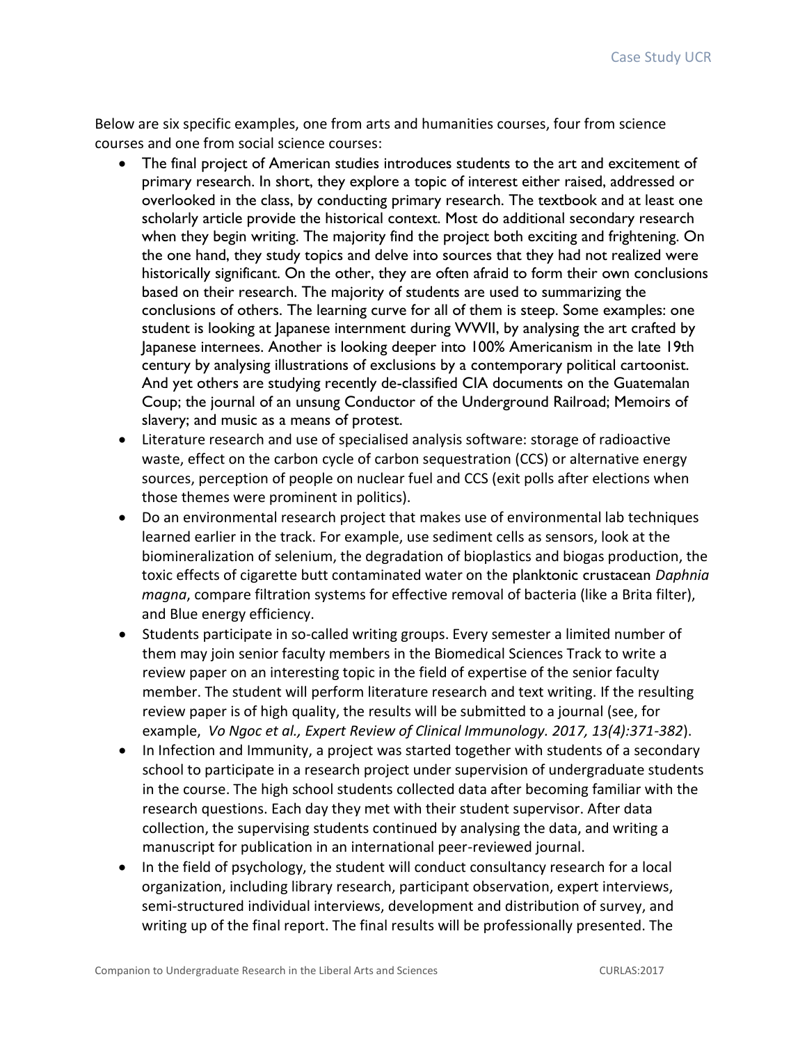Below are six specific examples, one from arts and humanities courses, four from science courses and one from social science courses:

- The final project of American studies introduces students to the art and excitement of primary research. In short, they explore a topic of interest either raised, addressed or overlooked in the class, by conducting primary research. The textbook and at least one scholarly article provide the historical context. Most do additional secondary research when they begin writing. The majority find the project both exciting and frightening. On the one hand, they study topics and delve into sources that they had not realized were historically significant. On the other, they are often afraid to form their own conclusions based on their research. The majority of students are used to summarizing the conclusions of others. The learning curve for all of them is steep. Some examples: one student is looking at Japanese internment during WWII, by analysing the art crafted by Japanese internees. Another is looking deeper into 100% Americanism in the late 19th century by analysing illustrations of exclusions by a contemporary political cartoonist. And yet others are studying recently de-classified CIA documents on the Guatemalan Coup; the journal of an unsung Conductor of the Underground Railroad; Memoirs of slavery; and music as a means of protest.
- Literature research and use of specialised analysis software: storage of radioactive waste, effect on the carbon cycle of carbon sequestration (CCS) or alternative energy sources, perception of people on nuclear fuel and CCS (exit polls after elections when those themes were prominent in politics).
- Do an environmental research project that makes use of environmental lab techniques learned earlier in the track. For example, use sediment cells as sensors, look at the biomineralization of selenium, the degradation of bioplastics and biogas production, the toxic effects of cigarette butt contaminated water on the planktonic crustacean *Daphnia magna*, compare filtration systems for effective removal of bacteria (like a Brita filter), and Blue energy efficiency.
- Students participate in so-called writing groups. Every semester a limited number of them may join senior faculty members in the Biomedical Sciences Track to write a review paper on an interesting topic in the field of expertise of the senior faculty member. The student will perform literature research and text writing. If the resulting review paper is of high quality, the results will be submitted to a journal (see, for example, *Vo Ngoc et al., Expert Review of Clinical Immunology. 2017, 13(4):371-382*).
- In Infection and Immunity, a project was started together with students of a secondary school to participate in a research project under supervision of undergraduate students in the course. The high school students collected data after becoming familiar with the research questions. Each day they met with their student supervisor. After data collection, the supervising students continued by analysing the data, and writing a manuscript for publication in an international peer-reviewed journal.
- In the field of psychology, the student will conduct consultancy research for a local organization, including library research, participant observation, expert interviews, semi-structured individual interviews, development and distribution of survey, and writing up of the final report. The final results will be professionally presented. The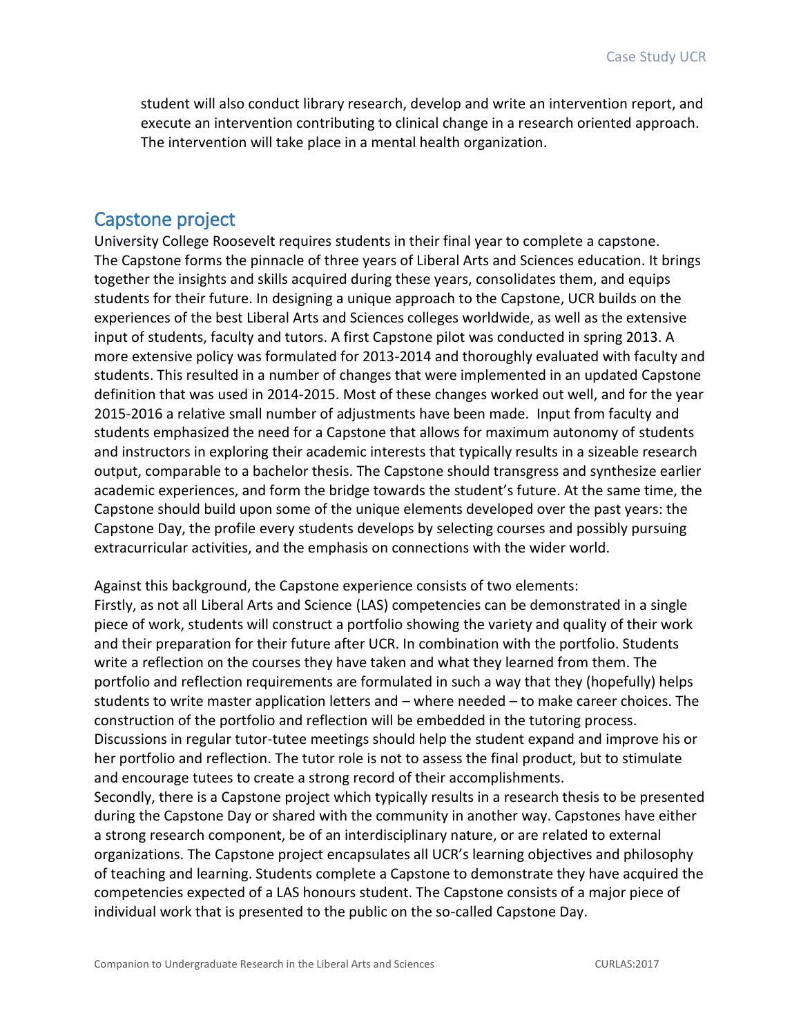student will also conduct library research, develop and write an intervention report, and execute an intervention contributing to clinical change in a research oriented approach. The intervention will take place in a mental health organization.

## Capstone project

University College Roosevelt requires students in their final year to complete a capstone. The Capstone forms the pinnacle of three years of Liberal Arts and Sciences education. It brings together the insights and skills acquired during these years, consolidates them, and equips students for their future. In designing a unique approach to the Capstone, UCR builds on the experiences of the best Liberal Arts and Sciences colleges worldwide, as well as the extensive input of students, faculty and tutors. A first Capstone pilot was conducted in spring 2013. A more extensive policy was formulated for 2013-2014 and thoroughly evaluated with faculty and students. This resulted in a number of changes that were implemented in an updated Capstone definition that was used in 2014-2015. Most of these changes worked out well, and for the year 2015-2016 a relative small number of adjustments have been made. Input from faculty and students emphasized the need for a Capstone that allows for maximum autonomy of students and instructors in exploring their academic interests that typically results in a sizeable research output, comparable to a bachelor thesis. The Capstone should transgress and synthesize earlier academic experiences, and form the bridge towards the student's future. At the same time, the Capstone should build upon some of the unique elements developed over the past years: the Capstone Day, the profile every students develops by selecting courses and possibly pursuing extracurricular activities, and the emphasis on connections with the wider world.

Against this background, the Capstone experience consists of two elements:
Firstly, as not all Liberal Arts and Science (LAS) competencies can be demonstrated in a single piece of work, students will construct a portfolio showing the variety and quality of their work and their preparation for their future after UCR. In combination with the portfolio. Students write a reflection on the courses they have taken and what they learned from them. The portfolio and reflection requirements are formulated in such a way that they (hopefully) helps students to write master application letters and – where needed – to make career choices. The construction of the portfolio and reflection will be embedded in the tutoring process. Discussions in regular tutor-tutee meetings should help the student expand and improve his or her portfolio and reflection. The tutor role is not to assess the final product, but to stimulate and encourage tutees to create a strong record of their accomplishments.
Secondly, there is a Capstone project which typically results in a research thesis to be presented during the Capstone Day or shared with the community in another way. Capstones have either a strong research component, be of an interdisciplinary nature, or are related to external organizations. The Capstone project encapsulates all UCR's learning objectives and philosophy of teaching and learning. Students complete a Capstone to demonstrate they have acquired the competencies expected of a LAS honours student. The Capstone consists of a major piece of individual work that is presented to the public on the so-called Capstone Day.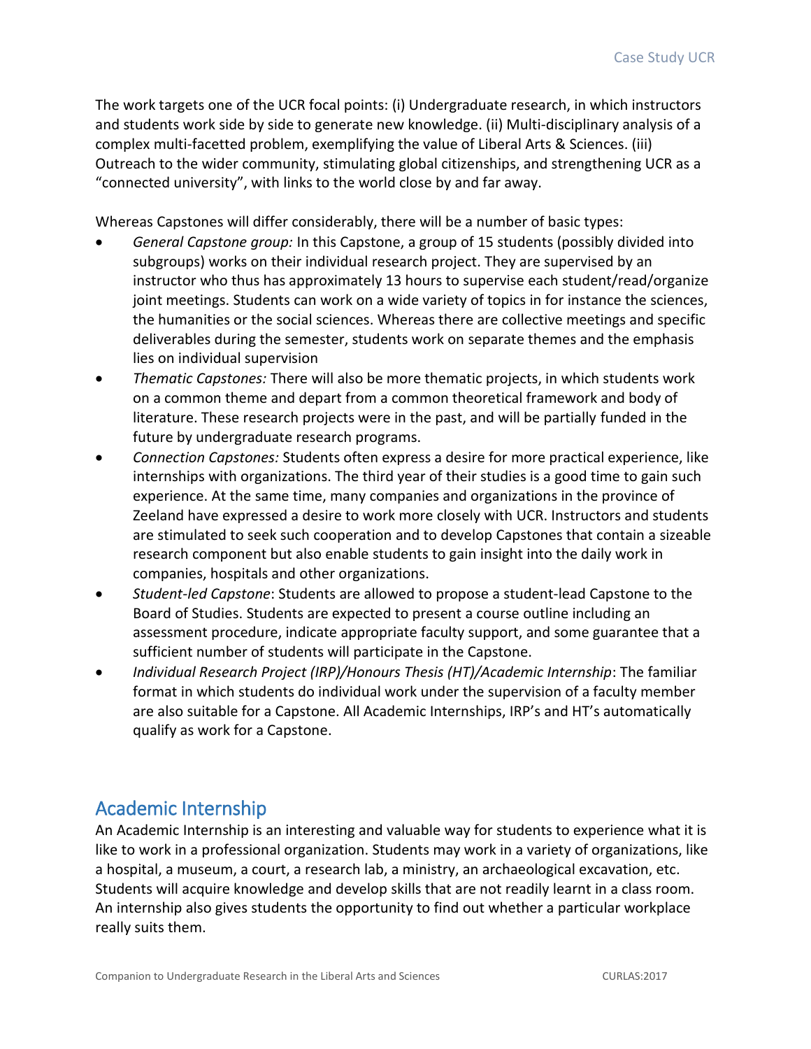The work targets one of the UCR focal points: (i) Undergraduate research, in which instructors and students work side by side to generate new knowledge. (ii) Multi-disciplinary analysis of a complex multi-facetted problem, exemplifying the value of Liberal Arts & Sciences. (iii) Outreach to the wider community, stimulating global citizenships, and strengthening UCR as a "connected university", with links to the world close by and far away.

Whereas Capstones will differ considerably, there will be a number of basic types:

- *General Capstone group:* In this Capstone, a group of 15 students (possibly divided into subgroups) works on their individual research project. They are supervised by an instructor who thus has approximately 13 hours to supervise each student/read/organize joint meetings. Students can work on a wide variety of topics in for instance the sciences, the humanities or the social sciences. Whereas there are collective meetings and specific deliverables during the semester, students work on separate themes and the emphasis lies on individual supervision
- *Thematic Capstones:* There will also be more thematic projects, in which students work on a common theme and depart from a common theoretical framework and body of literature. These research projects were in the past, and will be partially funded in the future by undergraduate research programs.
- *Connection Capstones:* Students often express a desire for more practical experience, like internships with organizations. The third year of their studies is a good time to gain such experience. At the same time, many companies and organizations in the province of Zeeland have expressed a desire to work more closely with UCR. Instructors and students are stimulated to seek such cooperation and to develop Capstones that contain a sizeable research component but also enable students to gain insight into the daily work in companies, hospitals and other organizations.
- *Student-led Capstone*: Students are allowed to propose a student-lead Capstone to the Board of Studies. Students are expected to present a course outline including an assessment procedure, indicate appropriate faculty support, and some guarantee that a sufficient number of students will participate in the Capstone.
- *Individual Research Project (IRP)/Honours Thesis (HT)/Academic Internship*: The familiar format in which students do individual work under the supervision of a faculty member are also suitable for a Capstone. All Academic Internships, IRP's and HT's automatically qualify as work for a Capstone.

## Academic Internship

An Academic Internship is an interesting and valuable way for students to experience what it is like to work in a professional organization. Students may work in a variety of organizations, like a hospital, a museum, a court, a research lab, a ministry, an archaeological excavation, etc. Students will acquire knowledge and develop skills that are not readily learnt in a class room. An internship also gives students the opportunity to find out whether a particular workplace really suits them.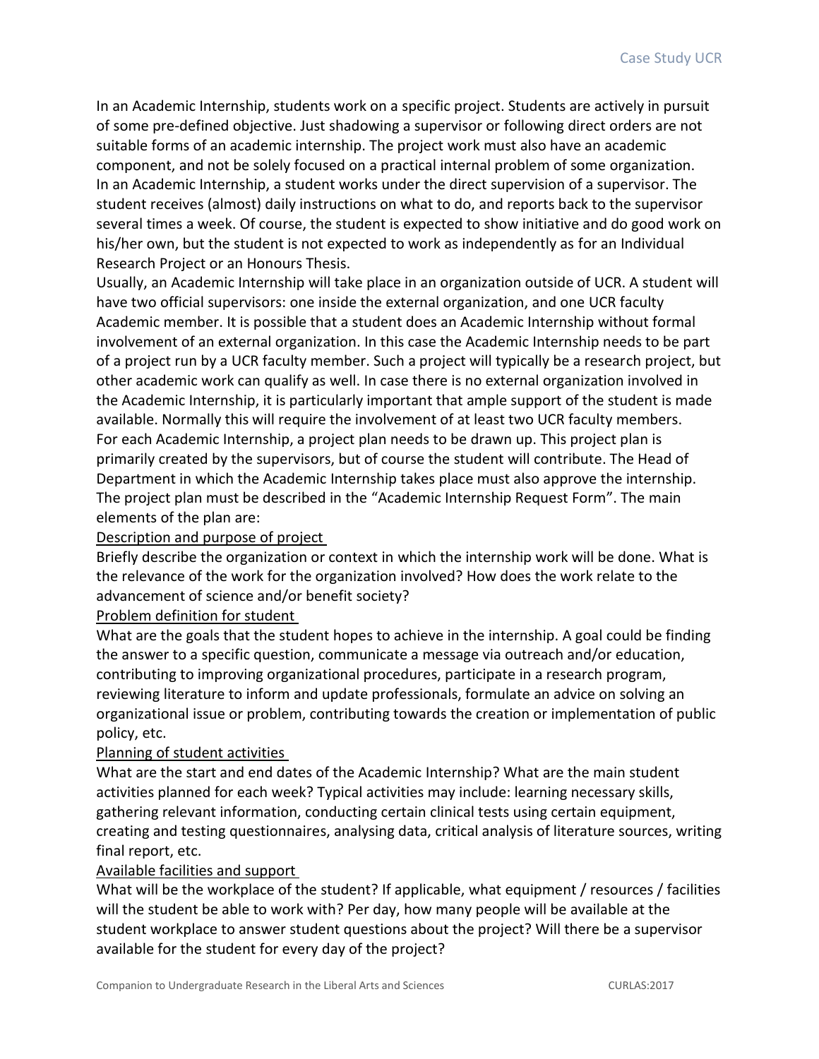In an Academic Internship, students work on a specific project. Students are actively in pursuit of some pre-defined objective. Just shadowing a supervisor or following direct orders are not suitable forms of an academic internship. The project work must also have an academic component, and not be solely focused on a practical internal problem of some organization.

In an Academic Internship, a student works under the direct supervision of a supervisor. The student receives (almost) daily instructions on what to do, and reports back to the supervisor several times a week. Of course, the student is expected to show initiative and do good work on his/her own, but the student is not expected to work as independently as for an Individual Research Project or an Honours Thesis.

Usually, an Academic Internship will take place in an organization outside of UCR. A student will have two official supervisors: one inside the external organization, and one UCR faculty Academic member. It is possible that a student does an Academic Internship without formal involvement of an external organization. In this case the Academic Internship needs to be part of a project run by a UCR faculty member. Such a project will typically be a research project, but other academic work can qualify as well. In case there is no external organization involved in the Academic Internship, it is particularly important that ample support of the student is made available. Normally this will require the involvement of at least two UCR faculty members.

For each Academic Internship, a project plan needs to be drawn up. This project plan is primarily created by the supervisors, but of course the student will contribute. The Head of Department in which the Academic Internship takes place must also approve the internship. The project plan must be described in the "Academic Internship Request Form". The main elements of the plan are:

Description and purpose of project

Briefly describe the organization or context in which the internship work will be done. What is the relevance of the work for the organization involved? How does the work relate to the advancement of science and/or benefit society?

Problem definition for student

What are the goals that the student hopes to achieve in the internship. A goal could be finding the answer to a specific question, communicate a message via outreach and/or education, contributing to improving organizational procedures, participate in a research program, reviewing literature to inform and update professionals, formulate an advice on solving an organizational issue or problem, contributing towards the creation or implementation of public policy, etc.

Planning of student activities

What are the start and end dates of the Academic Internship? What are the main student activities planned for each week? Typical activities may include: learning necessary skills, gathering relevant information, conducting certain clinical tests using certain equipment, creating and testing questionnaires, analysing data, critical analysis of literature sources, writing final report, etc.

Available facilities and support

What will be the workplace of the student? If applicable, what equipment / resources / facilities will the student be able to work with? Per day, how many people will be available at the student workplace to answer student questions about the project? Will there be a supervisor available for the student for every day of the project?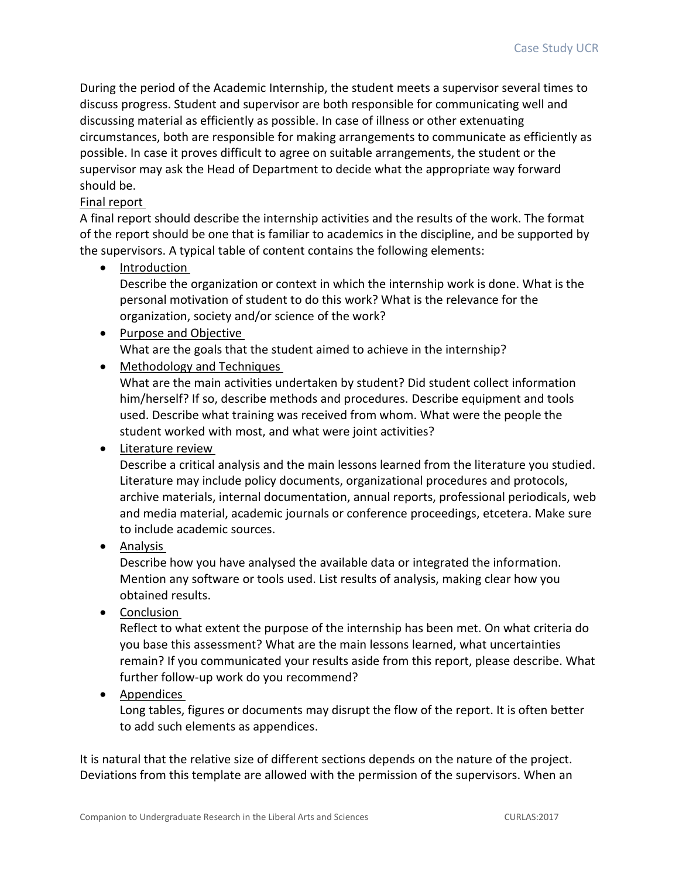During the period of the Academic Internship, the student meets a supervisor several times to discuss progress. Student and supervisor are both responsible for communicating well and discussing material as efficiently as possible. In case of illness or other extenuating circumstances, both are responsible for making arrangements to communicate as efficiently as possible. In case it proves difficult to agree on suitable arrangements, the student or the supervisor may ask the Head of Department to decide what the appropriate way forward should be.

Final report

A final report should describe the internship activities and the results of the work. The format of the report should be one that is familiar to academics in the discipline, and be supported by the supervisors. A typical table of content contains the following elements:

- Introduction
  Describe the organization or context in which the internship work is done. What is the personal motivation of student to do this work? What is the relevance for the organization, society and/or science of the work?
- Purpose and Objective
  What are the goals that the student aimed to achieve in the internship?
- Methodology and Techniques
  What are the main activities undertaken by student? Did student collect information him/herself? If so, describe methods and procedures. Describe equipment and tools used. Describe what training was received from whom. What were the people the student worked with most, and what were joint activities?
- Literature review
  Describe a critical analysis and the main lessons learned from the literature you studied. Literature may include policy documents, organizational procedures and protocols, archive materials, internal documentation, annual reports, professional periodicals, web and media material, academic journals or conference proceedings, etcetera. Make sure to include academic sources.
- Analysis
  Describe how you have analysed the available data or integrated the information. Mention any software or tools used. List results of analysis, making clear how you obtained results.
- Conclusion
  Reflect to what extent the purpose of the internship has been met. On what criteria do you base this assessment? What are the main lessons learned, what uncertainties remain? If you communicated your results aside from this report, please describe. What further follow-up work do you recommend?
- Appendices
  Long tables, figures or documents may disrupt the flow of the report. It is often better to add such elements as appendices.

It is natural that the relative size of different sections depends on the nature of the project. Deviations from this template are allowed with the permission of the supervisors. When an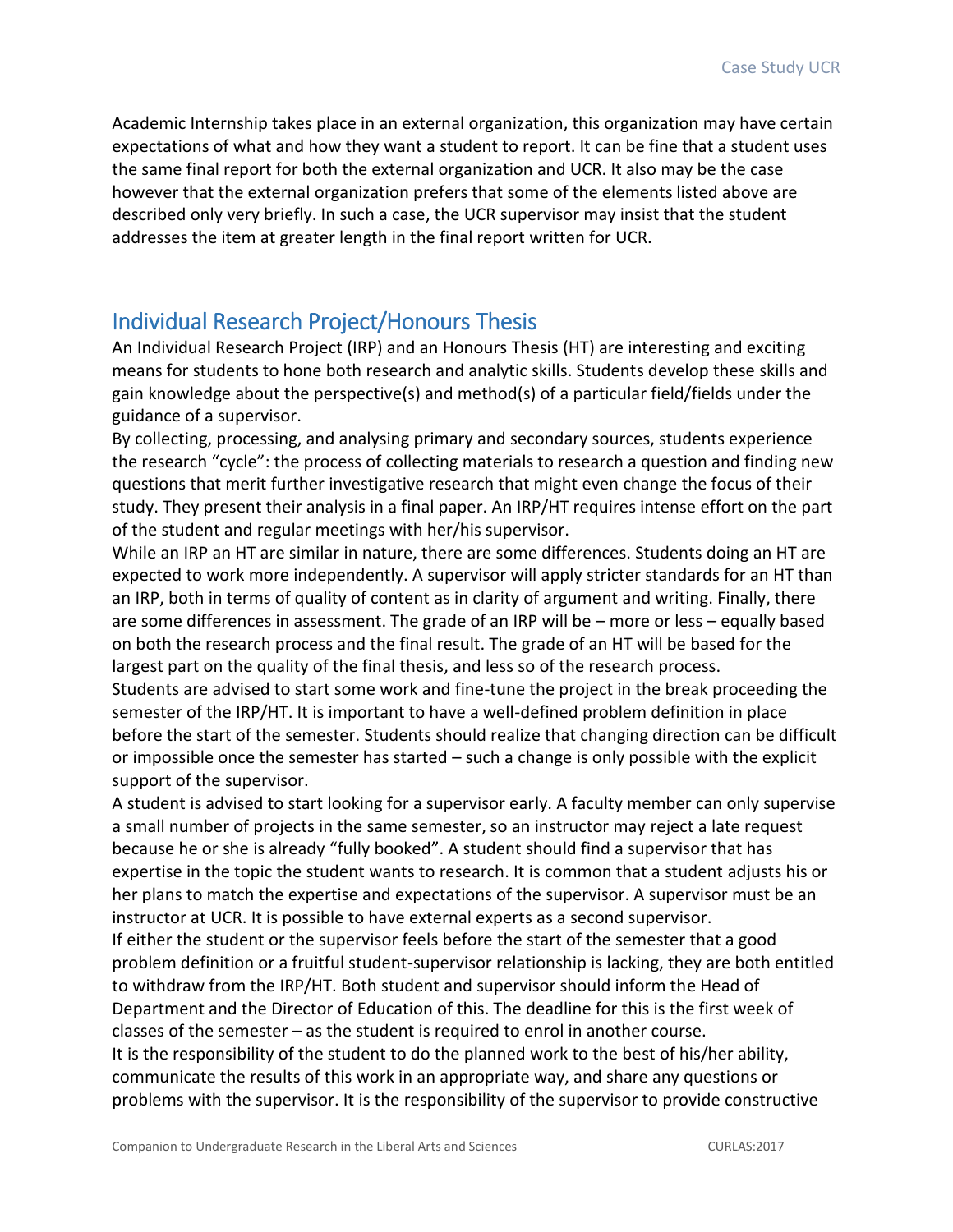Academic Internship takes place in an external organization, this organization may have certain expectations of what and how they want a student to report. It can be fine that a student uses the same final report for both the external organization and UCR. It also may be the case however that the external organization prefers that some of the elements listed above are described only very briefly. In such a case, the UCR supervisor may insist that the student addresses the item at greater length in the final report written for UCR.

## Individual Research Project/Honours Thesis

An Individual Research Project (IRP) and an Honours Thesis (HT) are interesting and exciting means for students to hone both research and analytic skills. Students develop these skills and gain knowledge about the perspective(s) and method(s) of a particular field/fields under the guidance of a supervisor.

By collecting, processing, and analysing primary and secondary sources, students experience the research "cycle": the process of collecting materials to research a question and finding new questions that merit further investigative research that might even change the focus of their study. They present their analysis in a final paper. An IRP/HT requires intense effort on the part of the student and regular meetings with her/his supervisor.

While an IRP an HT are similar in nature, there are some differences. Students doing an HT are expected to work more independently. A supervisor will apply stricter standards for an HT than an IRP, both in terms of quality of content as in clarity of argument and writing. Finally, there are some differences in assessment. The grade of an IRP will be – more or less – equally based on both the research process and the final result. The grade of an HT will be based for the largest part on the quality of the final thesis, and less so of the research process.

Students are advised to start some work and fine-tune the project in the break proceeding the semester of the IRP/HT. It is important to have a well-defined problem definition in place before the start of the semester. Students should realize that changing direction can be difficult or impossible once the semester has started – such a change is only possible with the explicit support of the supervisor.

A student is advised to start looking for a supervisor early. A faculty member can only supervise a small number of projects in the same semester, so an instructor may reject a late request because he or she is already "fully booked". A student should find a supervisor that has expertise in the topic the student wants to research. It is common that a student adjusts his or her plans to match the expertise and expectations of the supervisor. A supervisor must be an instructor at UCR. It is possible to have external experts as a second supervisor.

If either the student or the supervisor feels before the start of the semester that a good problem definition or a fruitful student-supervisor relationship is lacking, they are both entitled to withdraw from the IRP/HT. Both student and supervisor should inform the Head of Department and the Director of Education of this. The deadline for this is the first week of classes of the semester – as the student is required to enrol in another course.

It is the responsibility of the student to do the planned work to the best of his/her ability, communicate the results of this work in an appropriate way, and share any questions or problems with the supervisor. It is the responsibility of the supervisor to provide constructive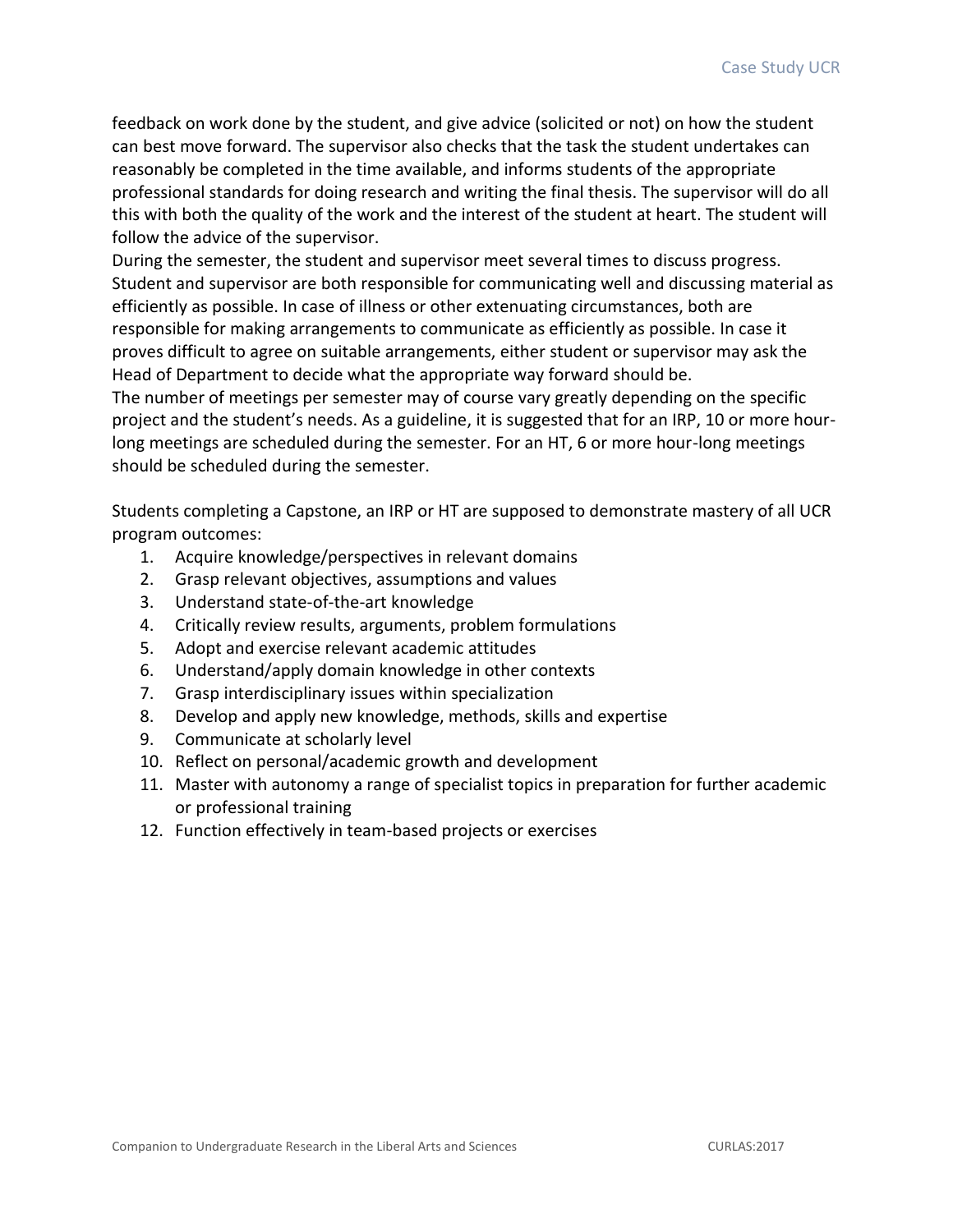feedback on work done by the student, and give advice (solicited or not) on how the student can best move forward. The supervisor also checks that the task the student undertakes can reasonably be completed in the time available, and informs students of the appropriate professional standards for doing research and writing the final thesis. The supervisor will do all this with both the quality of the work and the interest of the student at heart. The student will follow the advice of the supervisor.

During the semester, the student and supervisor meet several times to discuss progress. Student and supervisor are both responsible for communicating well and discussing material as efficiently as possible. In case of illness or other extenuating circumstances, both are responsible for making arrangements to communicate as efficiently as possible. In case it proves difficult to agree on suitable arrangements, either student or supervisor may ask the Head of Department to decide what the appropriate way forward should be.

The number of meetings per semester may of course vary greatly depending on the specific project and the student's needs. As a guideline, it is suggested that for an IRP, 10 or more hour-long meetings are scheduled during the semester. For an HT, 6 or more hour-long meetings should be scheduled during the semester.

Students completing a Capstone, an IRP or HT are supposed to demonstrate mastery of all UCR program outcomes:

1. Acquire knowledge/perspectives in relevant domains
2. Grasp relevant objectives, assumptions and values
3. Understand state-of-the-art knowledge
4. Critically review results, arguments, problem formulations
5. Adopt and exercise relevant academic attitudes
6. Understand/apply domain knowledge in other contexts
7. Grasp interdisciplinary issues within specialization
8. Develop and apply new knowledge, methods, skills and expertise
9. Communicate at scholarly level
10. Reflect on personal/academic growth and development
11. Master with autonomy a range of specialist topics in preparation for further academic or professional training
12. Function effectively in team-based projects or exercises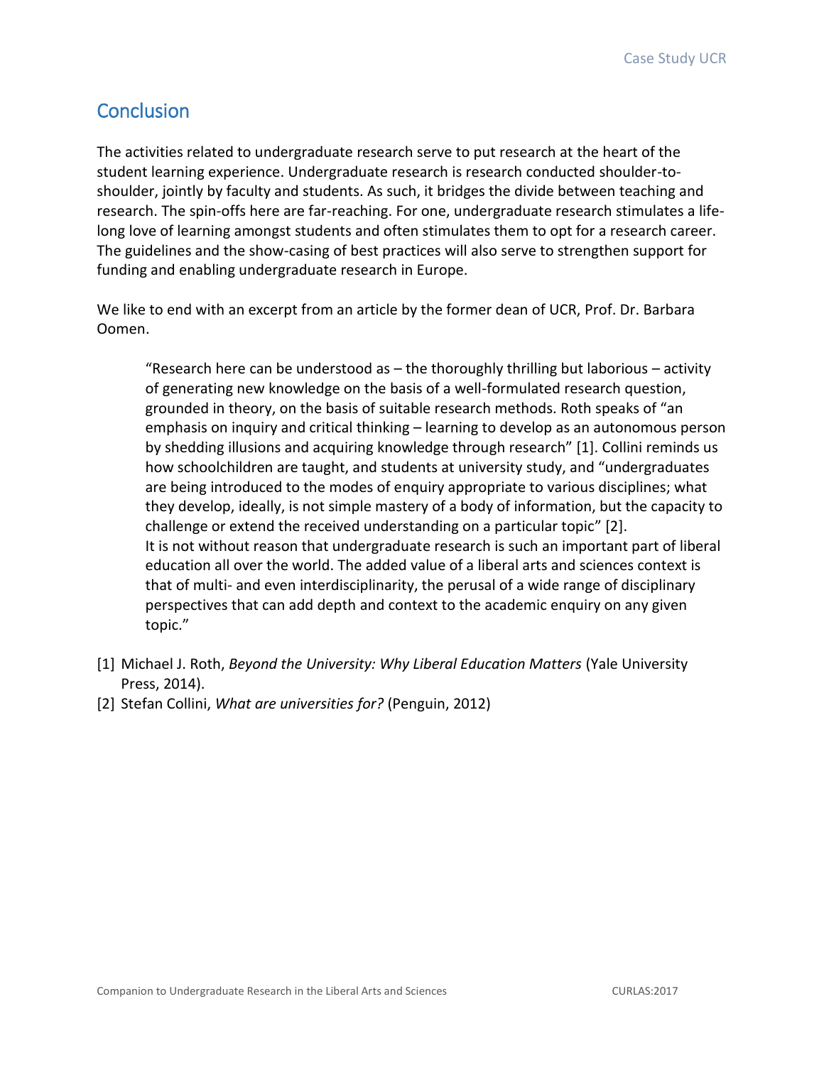## Conclusion

The activities related to undergraduate research serve to put research at the heart of the student learning experience. Undergraduate research is research conducted shoulder-to-shoulder, jointly by faculty and students. As such, it bridges the divide between teaching and research. The spin-offs here are far-reaching. For one, undergraduate research stimulates a life-long love of learning amongst students and often stimulates them to opt for a research career. The guidelines and the show-casing of best practices will also serve to strengthen support for funding and enabling undergraduate research in Europe.

We like to end with an excerpt from an article by the former dean of UCR, Prof. Dr. Barbara Oomen.

> "Research here can be understood as – the thoroughly thrilling but laborious – activity of generating new knowledge on the basis of a well-formulated research question, grounded in theory, on the basis of suitable research methods. Roth speaks of "an emphasis on inquiry and critical thinking – learning to develop as an autonomous person by shedding illusions and acquiring knowledge through research" [1]. Collini reminds us how schoolchildren are taught, and students at university study, and "undergraduates are being introduced to the modes of enquiry appropriate to various disciplines; what they develop, ideally, is not simple mastery of a body of information, but the capacity to challenge or extend the received understanding on a particular topic" [2].
> It is not without reason that undergraduate research is such an important part of liberal education all over the world. The added value of a liberal arts and sciences context is that of multi- and even interdisciplinarity, the perusal of a wide range of disciplinary perspectives that can add depth and context to the academic enquiry on any given topic."

[1] Michael J. Roth, *Beyond the University: Why Liberal Education Matters* (Yale University Press, 2014).

[2] Stefan Collini, *What are universities for?* (Penguin, 2012)